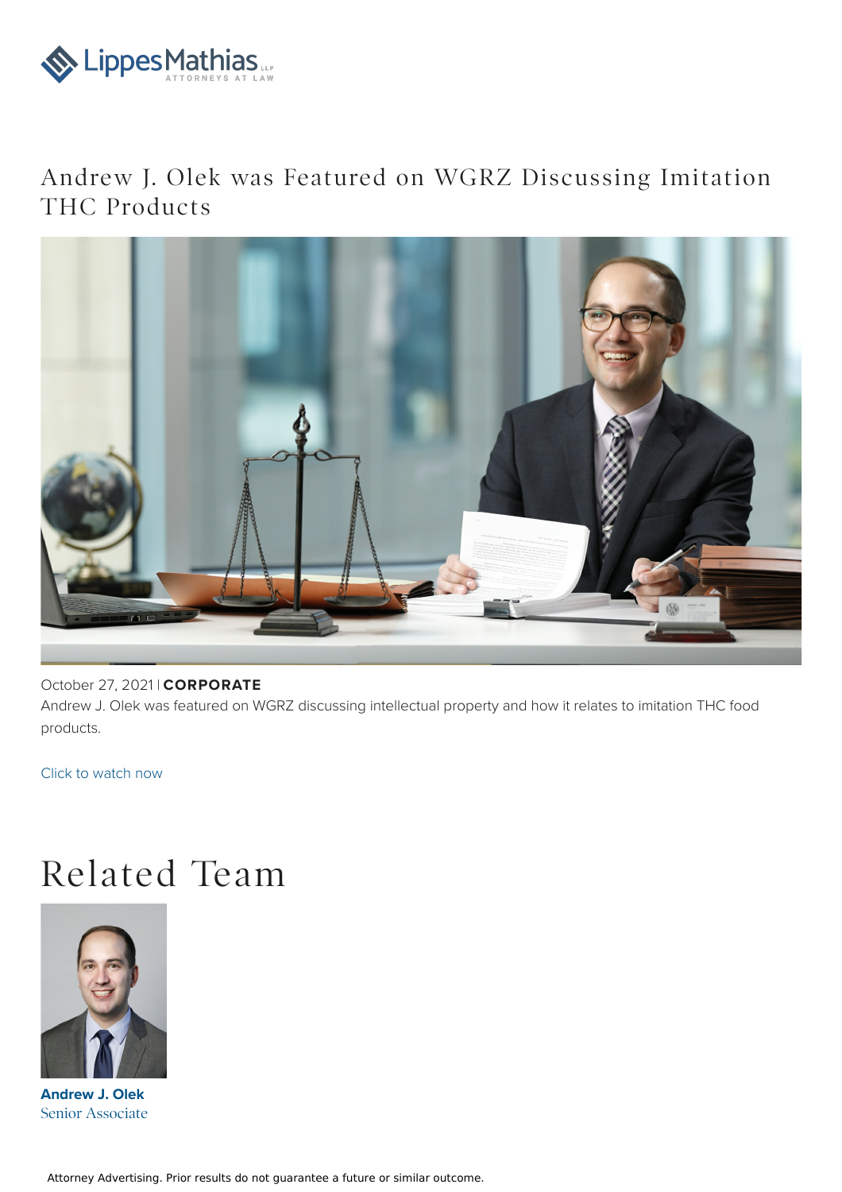# Andrew J. Olek was Featured on WGRZ Discussing Imitation THC Products

October 27, 2021 | **CORPORATE**

Andrew J. Olek was featured on WGRZ discussing intellectual property and how it relates to imitation THC food products.

Click to watch now

## Related Team

**Andrew J. Olek**
Senior Associate

Attorney Advertising. Prior results do not guarantee a future or similar outcome.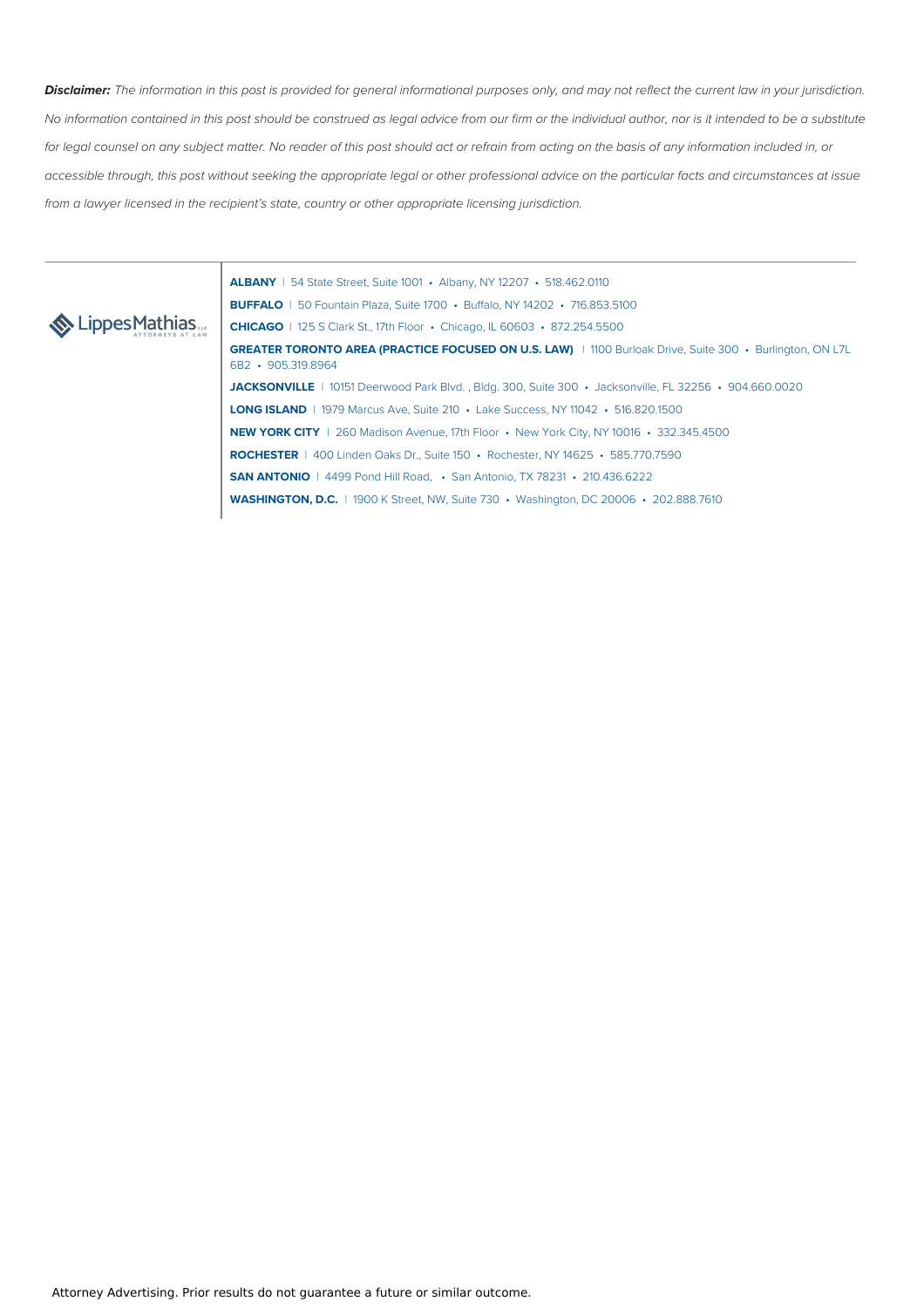***Disclaimer:*** *The information in this post is provided for general informational purposes only, and may not reflect the current law in your jurisdiction. No information contained in this post should be construed as legal advice from our firm or the individual author, nor is it intended to be a substitute for legal counsel on any subject matter. No reader of this post should act or refrain from acting on the basis of any information included in, or accessible through, this post without seeking the appropriate legal or other professional advice on the particular facts and circumstances at issue from a lawyer licensed in the recipient's state, country or other appropriate licensing jurisdiction.*

---

LippesMathias LLP
ATTORNEYS AT LAW

**ALBANY** | 54 State Street, Suite 1001 • Albany, NY 12207 • 518.462.0110

**BUFFALO** | 50 Fountain Plaza, Suite 1700 • Buffalo, NY 14202 • 716.853.5100

**CHICAGO** | 125 S Clark St., 17th Floor • Chicago, IL 60603 • 872.254.5500

**GREATER TORONTO AREA (PRACTICE FOCUSED ON U.S. LAW)** | 1100 Burloak Drive, Suite 300 • Burlington, ON L7L 6B2 • 905.319.8964

**JACKSONVILLE** | 10151 Deerwood Park Blvd. , Bldg. 300, Suite 300 • Jacksonville, FL 32256 • 904.660.0020

**LONG ISLAND** | 1979 Marcus Ave, Suite 210 • Lake Success, NY 11042 • 516.820.1500

**NEW YORK CITY** | 260 Madison Avenue, 17th Floor • New York City, NY 10016 • 332.345.4500

**ROCHESTER** | 400 Linden Oaks Dr., Suite 150 • Rochester, NY 14625 • 585.770.7590

**SAN ANTONIO** | 4499 Pond Hill Road, • San Antonio, TX 78231 • 210.436.6222

**WASHINGTON, D.C.** | 1900 K Street, NW, Suite 730 • Washington, DC 20006 • 202.888.7610

Attorney Advertising. Prior results do not guarantee a future or similar outcome.